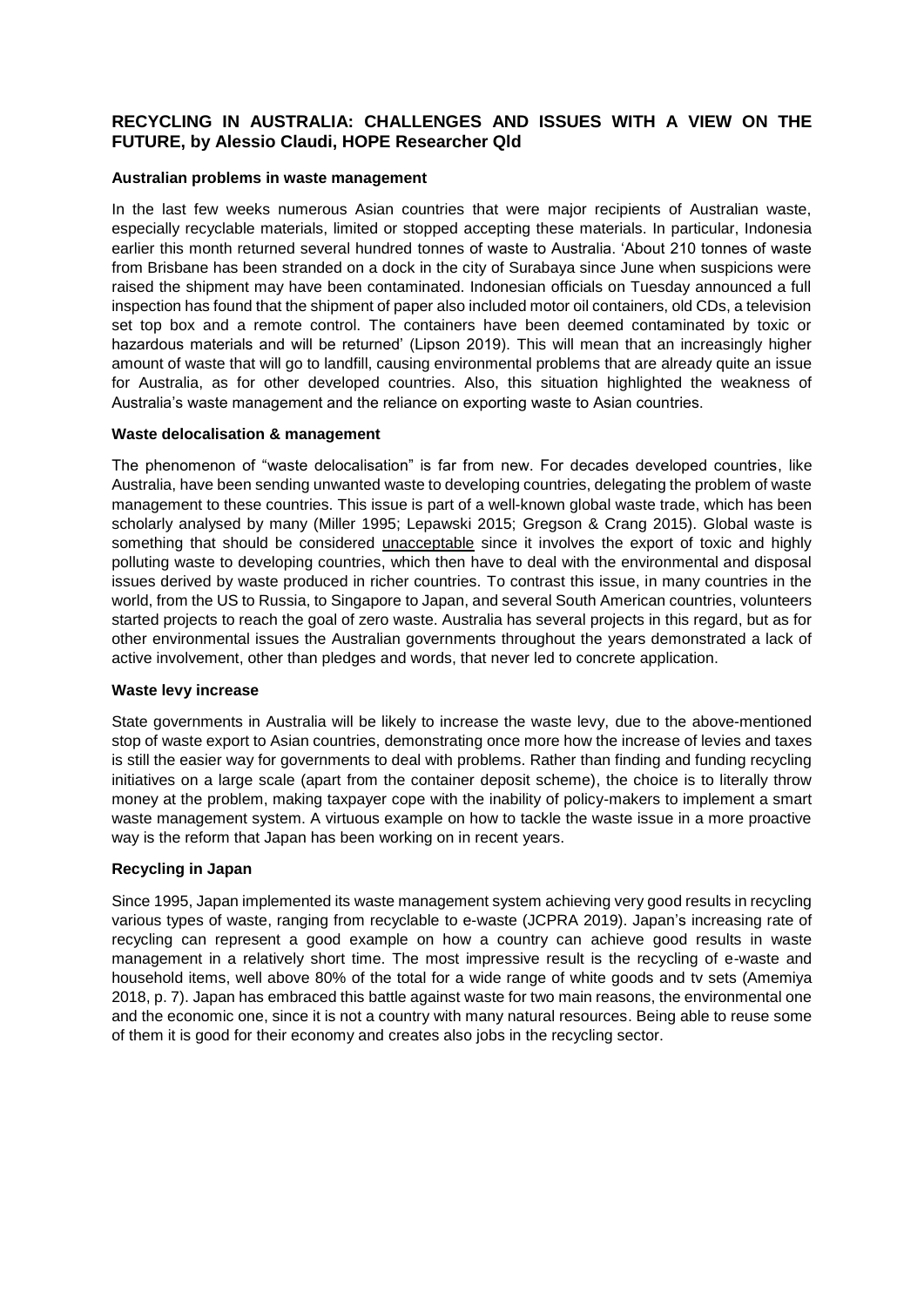# RECYCLING IN AUSTRALIA: CHALLENGES AND ISSUES WITH A VIEW ON THE FUTURE, by Alessio Claudi, HOPE Researcher Qld

## Australian problems in waste management

In the last few weeks numerous Asian countries that were major recipients of Australian waste, especially recyclable materials, limited or stopped accepting these materials. In particular, Indonesia earlier this month returned several hundred tonnes of waste to Australia. 'About 210 tonnes of waste from Brisbane has been stranded on a dock in the city of Surabaya since June when suspicions were raised the shipment may have been contaminated. Indonesian officials on Tuesday announced a full inspection has found that the shipment of paper also included motor oil containers, old CDs, a television set top box and a remote control. The containers have been deemed contaminated by toxic or hazardous materials and will be returned' (Lipson 2019). This will mean that an increasingly higher amount of waste that will go to landfill, causing environmental problems that are already quite an issue for Australia, as for other developed countries. Also, this situation highlighted the weakness of Australia's waste management and the reliance on exporting waste to Asian countries.

## Waste delocalisation & management

The phenomenon of "waste delocalisation" is far from new. For decades developed countries, like Australia, have been sending unwanted waste to developing countries, delegating the problem of waste management to these countries. This issue is part of a well-known global waste trade, which has been scholarly analysed by many (Miller 1995; Lepawski 2015; Gregson & Crang 2015). Global waste is something that should be considered unacceptable since it involves the export of toxic and highly polluting waste to developing countries, which then have to deal with the environmental and disposal issues derived by waste produced in richer countries. To contrast this issue, in many countries in the world, from the US to Russia, to Singapore to Japan, and several South American countries, volunteers started projects to reach the goal of zero waste. Australia has several projects in this regard, but as for other environmental issues the Australian governments throughout the years demonstrated a lack of active involvement, other than pledges and words, that never led to concrete application.

## Waste levy increase

State governments in Australia will be likely to increase the waste levy, due to the above-mentioned stop of waste export to Asian countries, demonstrating once more how the increase of levies and taxes is still the easier way for governments to deal with problems. Rather than finding and funding recycling initiatives on a large scale (apart from the container deposit scheme), the choice is to literally throw money at the problem, making taxpayer cope with the inability of policy-makers to implement a smart waste management system. A virtuous example on how to tackle the waste issue in a more proactive way is the reform that Japan has been working on in recent years.

## Recycling in Japan

Since 1995, Japan implemented its waste management system achieving very good results in recycling various types of waste, ranging from recyclable to e-waste (JCPRA 2019). Japan's increasing rate of recycling can represent a good example on how a country can achieve good results in waste management in a relatively short time. The most impressive result is the recycling of e-waste and household items, well above 80% of the total for a wide range of white goods and tv sets (Amemiya 2018, p. 7). Japan has embraced this battle against waste for two main reasons, the environmental one and the economic one, since it is not a country with many natural resources. Being able to reuse some of them it is good for their economy and creates also jobs in the recycling sector.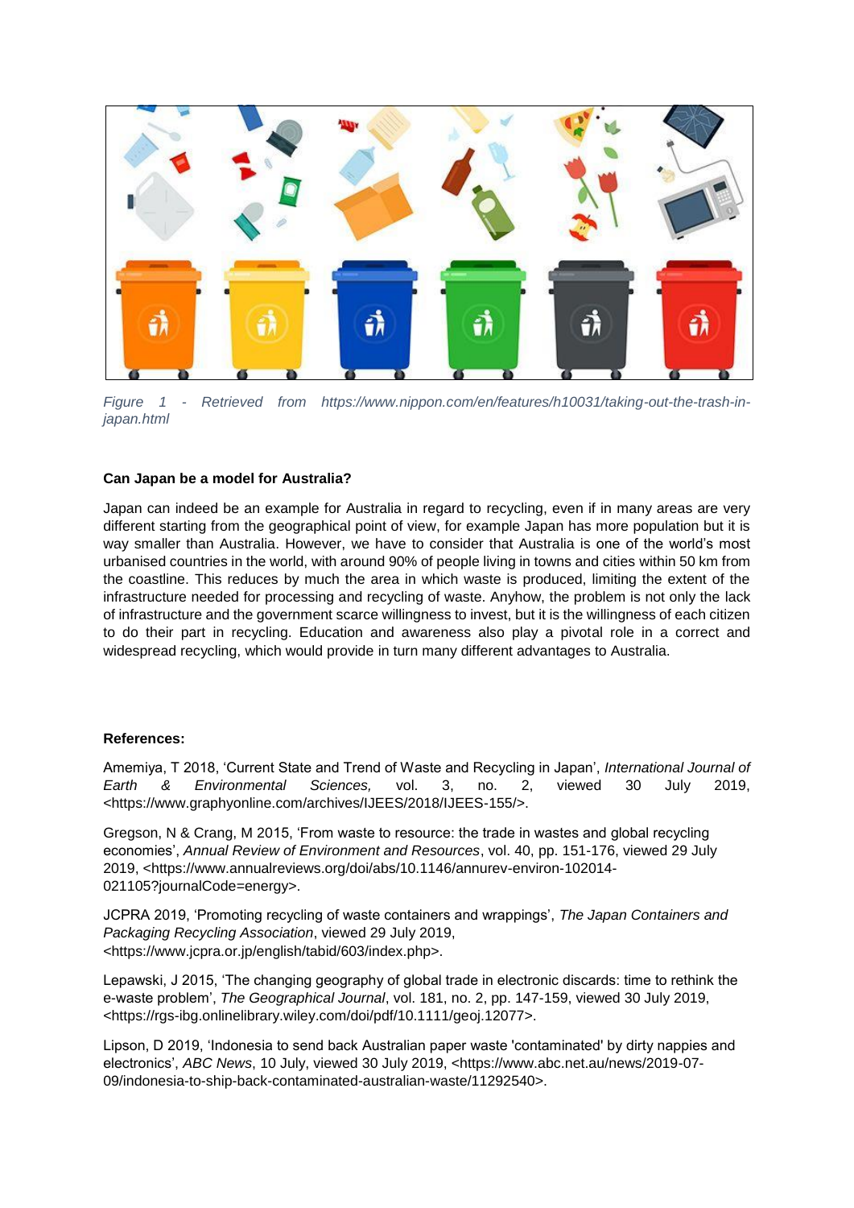*Figure 1 - Retrieved from https://www.nippon.com/en/features/h10031/taking-out-the-trash-in-japan.html*

**Can Japan be a model for Australia?**

Japan can indeed be an example for Australia in regard to recycling, even if in many areas are very different starting from the geographical point of view, for example Japan has more population but it is way smaller than Australia. However, we have to consider that Australia is one of the world's most urbanised countries in the world, with around 90% of people living in towns and cities within 50 km from the coastline. This reduces by much the area in which waste is produced, limiting the extent of the infrastructure needed for processing and recycling of waste. Anyhow, the problem is not only the lack of infrastructure and the government scarce willingness to invest, but it is the willingness of each citizen to do their part in recycling. Education and awareness also play a pivotal role in a correct and widespread recycling, which would provide in turn many different advantages to Australia.

**References:**

Amemiya, T 2018, 'Current State and Trend of Waste and Recycling in Japan', *International Journal of Earth & Environmental Sciences,* vol. 3, no. 2, viewed 30 July 2019, <https://www.graphyonline.com/archives/IJEES/2018/IJEES-155/>.

Gregson, N & Crang, M 2015, 'From waste to resource: the trade in wastes and global recycling economies', *Annual Review of Environment and Resources*, vol. 40, pp. 151-176, viewed 29 July 2019, <https://www.annualreviews.org/doi/abs/10.1146/annurev-environ-102014-021105?journalCode=energy>.

JCPRA 2019, 'Promoting recycling of waste containers and wrappings', *The Japan Containers and Packaging Recycling Association*, viewed 29 July 2019, <https://www.jcpra.or.jp/english/tabid/603/index.php>.

Lepawski, J 2015, 'The changing geography of global trade in electronic discards: time to rethink the e-waste problem', *The Geographical Journal*, vol. 181, no. 2, pp. 147-159, viewed 30 July 2019, <https://rgs-ibg.onlinelibrary.wiley.com/doi/pdf/10.1111/geoj.12077>.

Lipson, D 2019, 'Indonesia to send back Australian paper waste 'contaminated' by dirty nappies and electronics', *ABC News*, 10 July, viewed 30 July 2019, <https://www.abc.net.au/news/2019-07-09/indonesia-to-ship-back-contaminated-australian-waste/11292540>.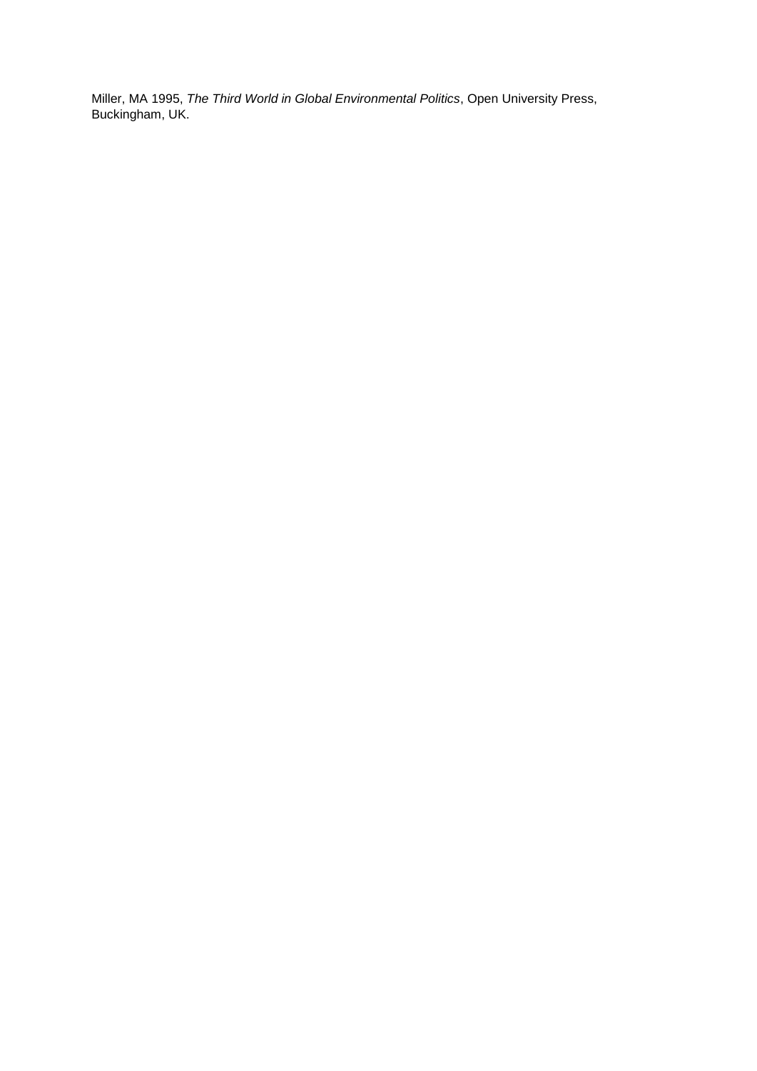Miller, MA 1995, *The Third World in Global Environmental Politics*, Open University Press, Buckingham, UK.